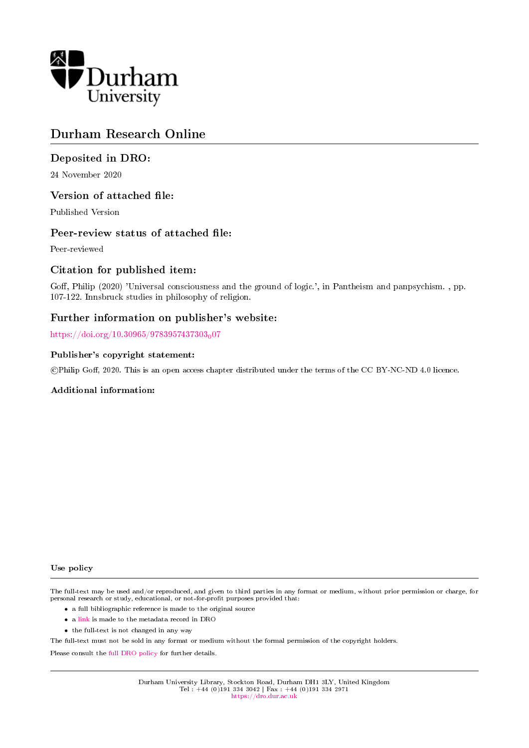Durham University

# Durham Research Online

## Deposited in DRO:

24 November 2020

## Version of attached file:

Published Version

## Peer-review status of attached file:

Peer-reviewed

## Citation for published item:

Goff, Philip (2020) 'Universal consciousness and the ground of logic.', in Pantheism and panpsychism. , pp. 107-122. Innsbruck studies in philosophy of religion.

## Further information on publisher's website:

https://doi.org/10.30965/9783957437303_007

### Publisher's copyright statement:

©Philip Goff, 2020. This is an open access chapter distributed under the terms of the CC BY-NC-ND 4.0 licence.

### Additional information:

#### Use policy

The full-text may be used and/or reproduced, and given to third parties in any format or medium, without prior permission or charge, for personal research or study, educational, or not-for-profit purposes provided that:

- a full bibliographic reference is made to the original source
- a link is made to the metadata record in DRO
- the full-text is not changed in any way

The full-text must not be sold in any format or medium without the formal permission of the copyright holders.

Please consult the full DRO policy for further details.

Durham University Library, Stockton Road, Durham DH1 3LY, United Kingdom
Tel : +44 (0)191 334 3042 | Fax : +44 (0)191 334 2971
https://dro.dur.ac.uk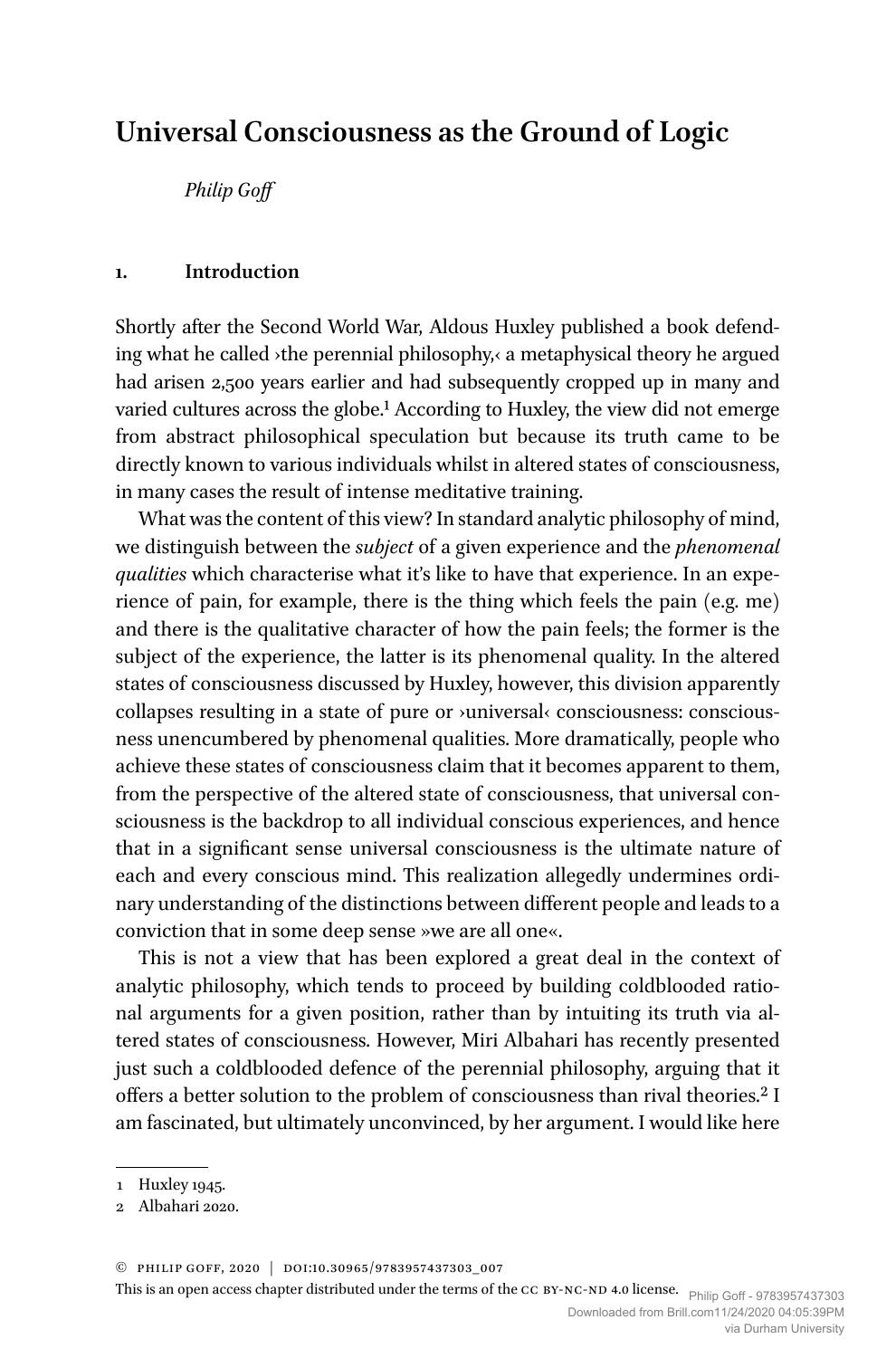# Universal Consciousness as the Ground of Logic

*Philip Goff*

## 1. Introduction

Shortly after the Second World War, Aldous Huxley published a book defending what he called ›the perennial philosophy,‹ a metaphysical theory he argued had arisen 2,500 years earlier and had subsequently cropped up in many and varied cultures across the globe.[1] According to Huxley, the view did not emerge from abstract philosophical speculation but because its truth came to be directly known to various individuals whilst in altered states of consciousness, in many cases the result of intense meditative training.

What was the content of this view? In standard analytic philosophy of mind, we distinguish between the *subject* of a given experience and the *phenomenal qualities* which characterise what it's like to have that experience. In an experience of pain, for example, there is the thing which feels the pain (e.g. me) and there is the qualitative character of how the pain feels; the former is the subject of the experience, the latter is its phenomenal quality. In the altered states of consciousness discussed by Huxley, however, this division apparently collapses resulting in a state of pure or ›universal‹ consciousness: consciousness unencumbered by phenomenal qualities. More dramatically, people who achieve these states of consciousness claim that it becomes apparent to them, from the perspective of the altered state of consciousness, that universal consciousness is the backdrop to all individual conscious experiences, and hence that in a significant sense universal consciousness is the ultimate nature of each and every conscious mind. This realization allegedly undermines ordinary understanding of the distinctions between different people and leads to a conviction that in some deep sense »we are all one«.

This is not a view that has been explored a great deal in the context of analytic philosophy, which tends to proceed by building coldblooded rational arguments for a given position, rather than by intuiting its truth via altered states of consciousness. However, Miri Albahari has recently presented just such a coldblooded defence of the perennial philosophy, arguing that it offers a better solution to the problem of consciousness than rival theories.[2] I am fascinated, but ultimately unconvinced, by her argument. I would like here

---

1 Huxley 1945.

2 Albahari 2020.

© Philip Goff, 2020 | doi:10.30965/9783957437303_007

This is an open access chapter distributed under the terms of the cc by-nc-nd 4.0 license.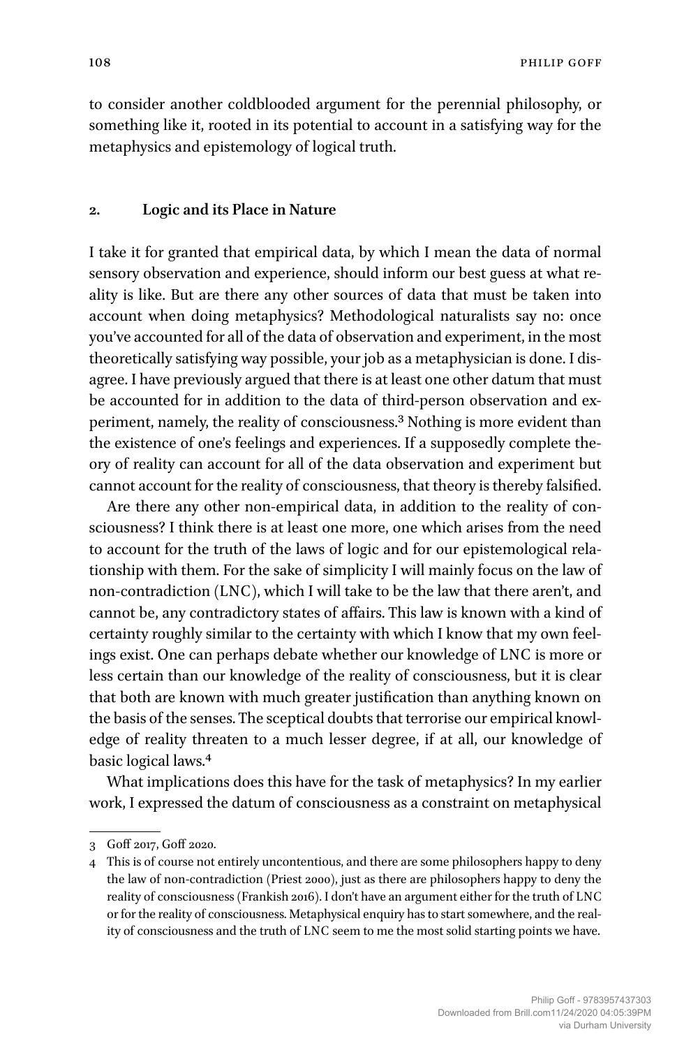to consider another coldblooded argument for the perennial philosophy, or something like it, rooted in its potential to account in a satisfying way for the metaphysics and epistemology of logical truth.

## 2. Logic and its Place in Nature

I take it for granted that empirical data, by which I mean the data of normal sensory observation and experience, should inform our best guess at what reality is like. But are there any other sources of data that must be taken into account when doing metaphysics? Methodological naturalists say no: once you've accounted for all of the data of observation and experiment, in the most theoretically satisfying way possible, your job as a metaphysician is done. I disagree. I have previously argued that there is at least one other datum that must be accounted for in addition to the data of third-person observation and experiment, namely, the reality of consciousness.[3] Nothing is more evident than the existence of one's feelings and experiences. If a supposedly complete theory of reality can account for all of the data observation and experiment but cannot account for the reality of consciousness, that theory is thereby falsified.

Are there any other non-empirical data, in addition to the reality of consciousness? I think there is at least one more, one which arises from the need to account for the truth of the laws of logic and for our epistemological relationship with them. For the sake of simplicity I will mainly focus on the law of non-contradiction (LNC), which I will take to be the law that there aren't, and cannot be, any contradictory states of affairs. This law is known with a kind of certainty roughly similar to the certainty with which I know that my own feelings exist. One can perhaps debate whether our knowledge of LNC is more or less certain than our knowledge of the reality of consciousness, but it is clear that both are known with much greater justification than anything known on the basis of the senses. The sceptical doubts that terrorise our empirical knowledge of reality threaten to a much lesser degree, if at all, our knowledge of basic logical laws.[4]

What implications does this have for the task of metaphysics? In my earlier work, I expressed the datum of consciousness as a constraint on metaphysical

---

3 Goff 2017, Goff 2020.

4 This is of course not entirely uncontentious, and there are some philosophers happy to deny the law of non-contradiction (Priest 2000), just as there are philosophers happy to deny the reality of consciousness (Frankish 2016). I don't have an argument either for the truth of LNC or for the reality of consciousness. Metaphysical enquiry has to start somewhere, and the reality of consciousness and the truth of LNC seem to me the most solid starting points we have.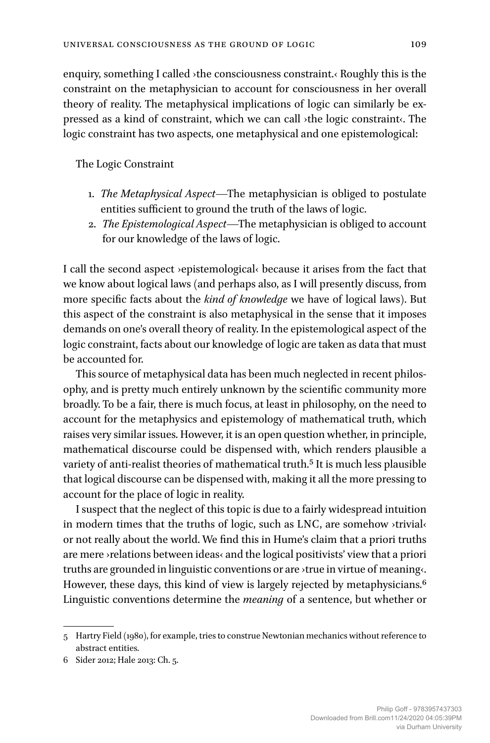enquiry, something I called ›the consciousness constraint.‹ Roughly this is the constraint on the metaphysician to account for consciousness in her overall theory of reality. The metaphysical implications of logic can similarly be expressed as a kind of constraint, which we can call ›the logic constraint‹. The logic constraint has two aspects, one metaphysical and one epistemological:

The Logic Constraint

1. *The Metaphysical Aspect*—The metaphysician is obliged to postulate entities sufficient to ground the truth of the laws of logic.
2. *The Epistemological Aspect*—The metaphysician is obliged to account for our knowledge of the laws of logic.

I call the second aspect ›epistemological‹ because it arises from the fact that we know about logical laws (and perhaps also, as I will presently discuss, from more specific facts about the *kind of knowledge* we have of logical laws). But this aspect of the constraint is also metaphysical in the sense that it imposes demands on one's overall theory of reality. In the epistemological aspect of the logic constraint, facts about our knowledge of logic are taken as data that must be accounted for.

This source of metaphysical data has been much neglected in recent philosophy, and is pretty much entirely unknown by the scientific community more broadly. To be a fair, there is much focus, at least in philosophy, on the need to account for the metaphysics and epistemology of mathematical truth, which raises very similar issues. However, it is an open question whether, in principle, mathematical discourse could be dispensed with, which renders plausible a variety of anti-realist theories of mathematical truth.[5] It is much less plausible that logical discourse can be dispensed with, making it all the more pressing to account for the place of logic in reality.

I suspect that the neglect of this topic is due to a fairly widespread intuition in modern times that the truths of logic, such as LNC, are somehow ›trivial‹ or not really about the world. We find this in Hume's claim that a priori truths are mere ›relations between ideas‹ and the logical positivists' view that a priori truths are grounded in linguistic conventions or are ›true in virtue of meaning‹. However, these days, this kind of view is largely rejected by metaphysicians.[6] Linguistic conventions determine the *meaning* of a sentence, but whether or

---

5 Hartry Field (1980), for example, tries to construe Newtonian mechanics without reference to abstract entities.

6 Sider 2012; Hale 2013: Ch. 5.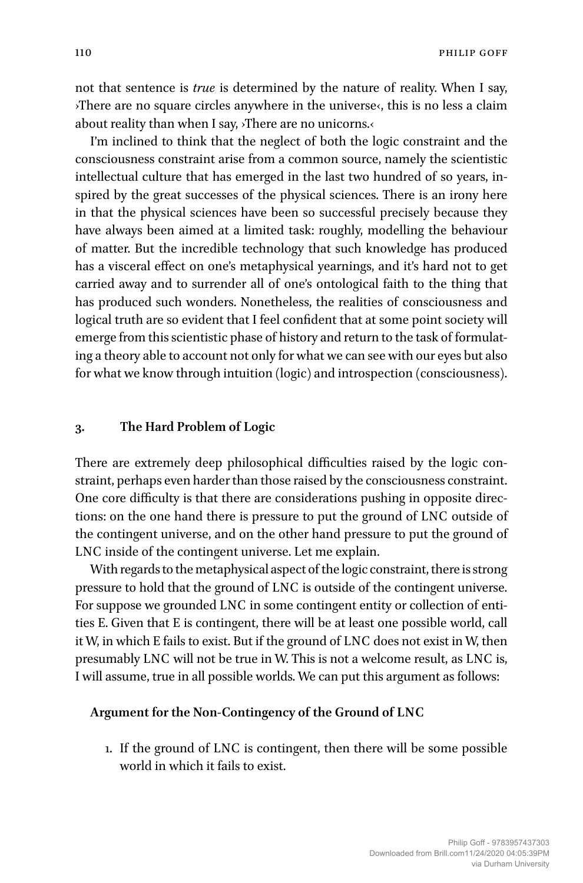not that sentence is *true* is determined by the nature of reality. When I say, ›There are no square circles anywhere in the universe‹, this is no less a claim about reality than when I say, ›There are no unicorns.‹

I'm inclined to think that the neglect of both the logic constraint and the consciousness constraint arise from a common source, namely the scientistic intellectual culture that has emerged in the last two hundred of so years, inspired by the great successes of the physical sciences. There is an irony here in that the physical sciences have been so successful precisely because they have always been aimed at a limited task: roughly, modelling the behaviour of matter. But the incredible technology that such knowledge has produced has a visceral effect on one's metaphysical yearnings, and it's hard not to get carried away and to surrender all of one's ontological faith to the thing that has produced such wonders. Nonetheless, the realities of consciousness and logical truth are so evident that I feel confident that at some point society will emerge from this scientistic phase of history and return to the task of formulating a theory able to account not only for what we can see with our eyes but also for what we know through intuition (logic) and introspection (consciousness).

## 3. The Hard Problem of Logic

There are extremely deep philosophical difficulties raised by the logic constraint, perhaps even harder than those raised by the consciousness constraint. One core difficulty is that there are considerations pushing in opposite directions: on the one hand there is pressure to put the ground of LNC outside of the contingent universe, and on the other hand pressure to put the ground of LNC inside of the contingent universe. Let me explain.

With regards to the metaphysical aspect of the logic constraint, there is strong pressure to hold that the ground of LNC is outside of the contingent universe. For suppose we grounded LNC in some contingent entity or collection of entities E. Given that E is contingent, there will be at least one possible world, call it W, in which E fails to exist. But if the ground of LNC does not exist in W, then presumably LNC will not be true in W. This is not a welcome result, as LNC is, I will assume, true in all possible worlds. We can put this argument as follows:

**Argument for the Non-Contingency of the Ground of LNC**

1. If the ground of LNC is contingent, then there will be some possible world in which it fails to exist.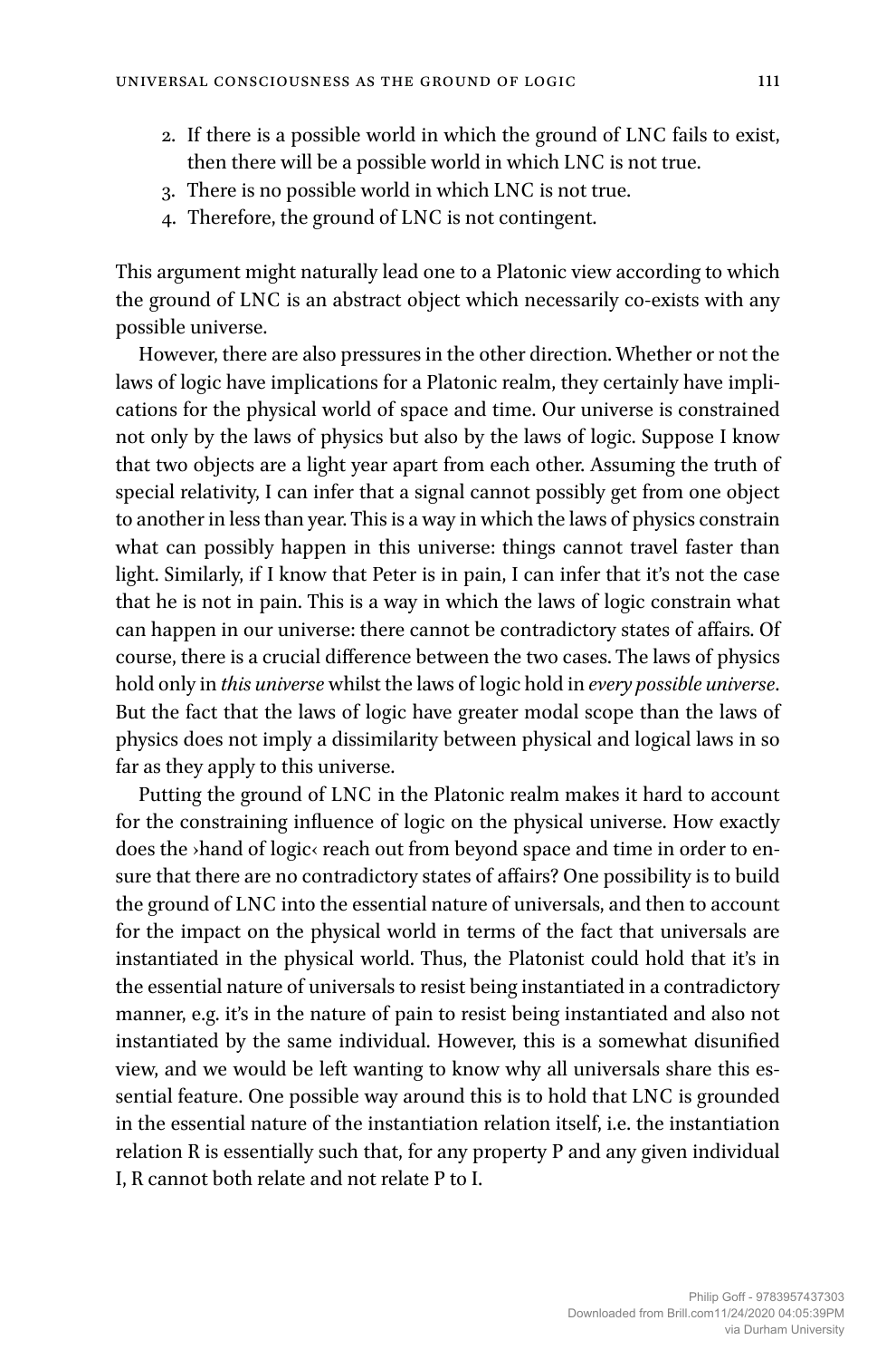2. If there is a possible world in which the ground of LNC fails to exist, then there will be a possible world in which LNC is not true.
3. There is no possible world in which LNC is not true.
4. Therefore, the ground of LNC is not contingent.

This argument might naturally lead one to a Platonic view according to which the ground of LNC is an abstract object which necessarily co-exists with any possible universe.

However, there are also pressures in the other direction. Whether or not the laws of logic have implications for a Platonic realm, they certainly have implications for the physical world of space and time. Our universe is constrained not only by the laws of physics but also by the laws of logic. Suppose I know that two objects are a light year apart from each other. Assuming the truth of special relativity, I can infer that a signal cannot possibly get from one object to another in less than year. This is a way in which the laws of physics constrain what can possibly happen in this universe: things cannot travel faster than light. Similarly, if I know that Peter is in pain, I can infer that it's not the case that he is not in pain. This is a way in which the laws of logic constrain what can happen in our universe: there cannot be contradictory states of affairs. Of course, there is a crucial difference between the two cases. The laws of physics hold only in *this universe* whilst the laws of logic hold in *every possible universe*. But the fact that the laws of logic have greater modal scope than the laws of physics does not imply a dissimilarity between physical and logical laws in so far as they apply to this universe.

Putting the ground of LNC in the Platonic realm makes it hard to account for the constraining influence of logic on the physical universe. How exactly does the ›hand of logic‹ reach out from beyond space and time in order to ensure that there are no contradictory states of affairs? One possibility is to build the ground of LNC into the essential nature of universals, and then to account for the impact on the physical world in terms of the fact that universals are instantiated in the physical world. Thus, the Platonist could hold that it's in the essential nature of universals to resist being instantiated in a contradictory manner, e.g. it's in the nature of pain to resist being instantiated and also not instantiated by the same individual. However, this is a somewhat disunified view, and we would be left wanting to know why all universals share this essential feature. One possible way around this is to hold that LNC is grounded in the essential nature of the instantiation relation itself, i.e. the instantiation relation R is essentially such that, for any property P and any given individual I, R cannot both relate and not relate P to I.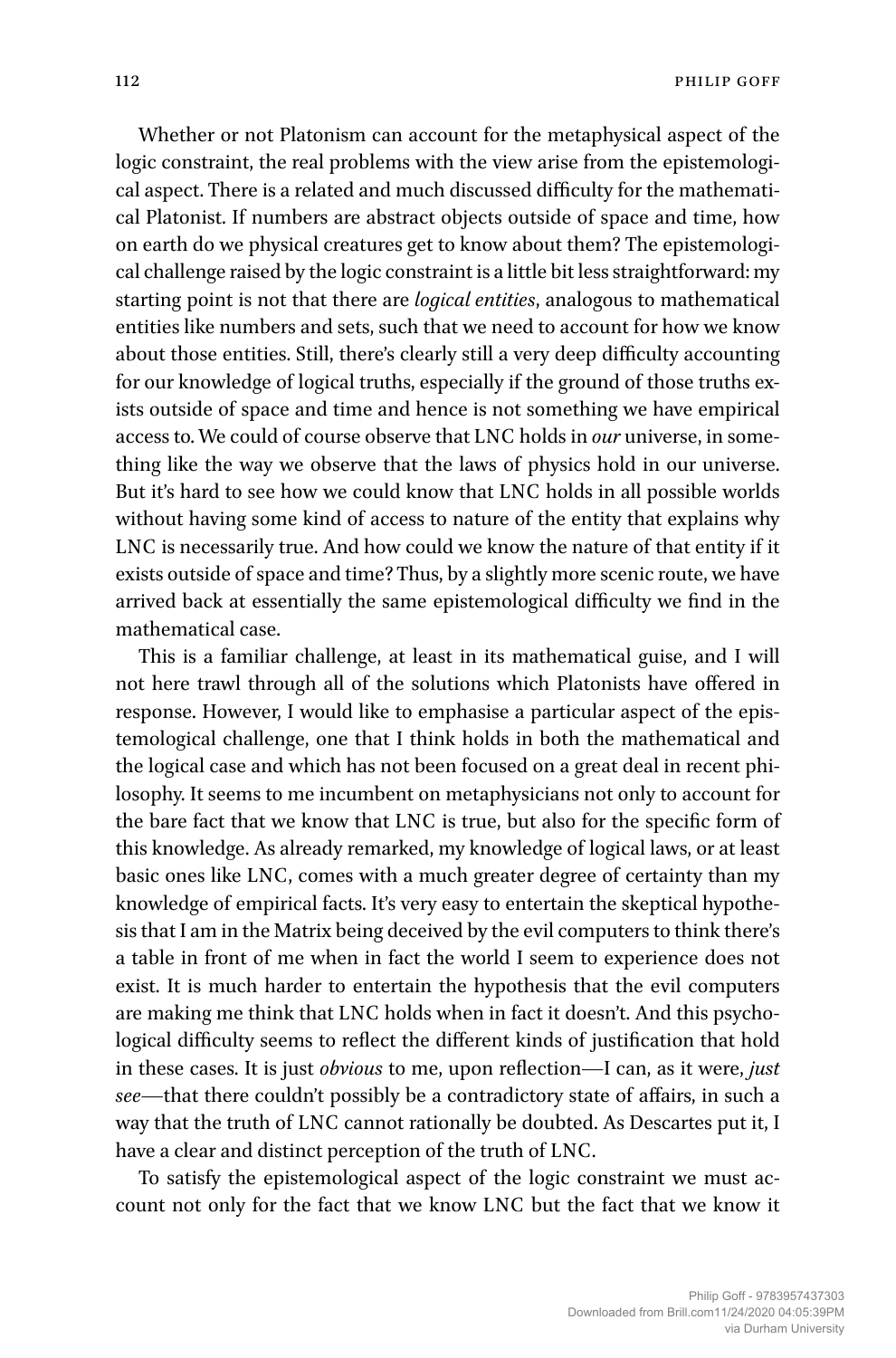Whether or not Platonism can account for the metaphysical aspect of the logic constraint, the real problems with the view arise from the epistemological aspect. There is a related and much discussed difficulty for the mathematical Platonist. If numbers are abstract objects outside of space and time, how on earth do we physical creatures get to know about them? The epistemological challenge raised by the logic constraint is a little bit less straightforward: my starting point is not that there are *logical entities*, analogous to mathematical entities like numbers and sets, such that we need to account for how we know about those entities. Still, there's clearly still a very deep difficulty accounting for our knowledge of logical truths, especially if the ground of those truths exists outside of space and time and hence is not something we have empirical access to. We could of course observe that LNC holds in *our* universe, in something like the way we observe that the laws of physics hold in our universe. But it's hard to see how we could know that LNC holds in all possible worlds without having some kind of access to nature of the entity that explains why LNC is necessarily true. And how could we know the nature of that entity if it exists outside of space and time? Thus, by a slightly more scenic route, we have arrived back at essentially the same epistemological difficulty we find in the mathematical case.

This is a familiar challenge, at least in its mathematical guise, and I will not here trawl through all of the solutions which Platonists have offered in response. However, I would like to emphasise a particular aspect of the epistemological challenge, one that I think holds in both the mathematical and the logical case and which has not been focused on a great deal in recent philosophy. It seems to me incumbent on metaphysicians not only to account for the bare fact that we know that LNC is true, but also for the specific form of this knowledge. As already remarked, my knowledge of logical laws, or at least basic ones like LNC, comes with a much greater degree of certainty than my knowledge of empirical facts. It's very easy to entertain the skeptical hypothesis that I am in the Matrix being deceived by the evil computers to think there's a table in front of me when in fact the world I seem to experience does not exist. It is much harder to entertain the hypothesis that the evil computers are making me think that LNC holds when in fact it doesn't. And this psychological difficulty seems to reflect the different kinds of justification that hold in these cases. It is just *obvious* to me, upon reflection—I can, as it were, *just see*—that there couldn't possibly be a contradictory state of affairs, in such a way that the truth of LNC cannot rationally be doubted. As Descartes put it, I have a clear and distinct perception of the truth of LNC.

To satisfy the epistemological aspect of the logic constraint we must account not only for the fact that we know LNC but the fact that we know it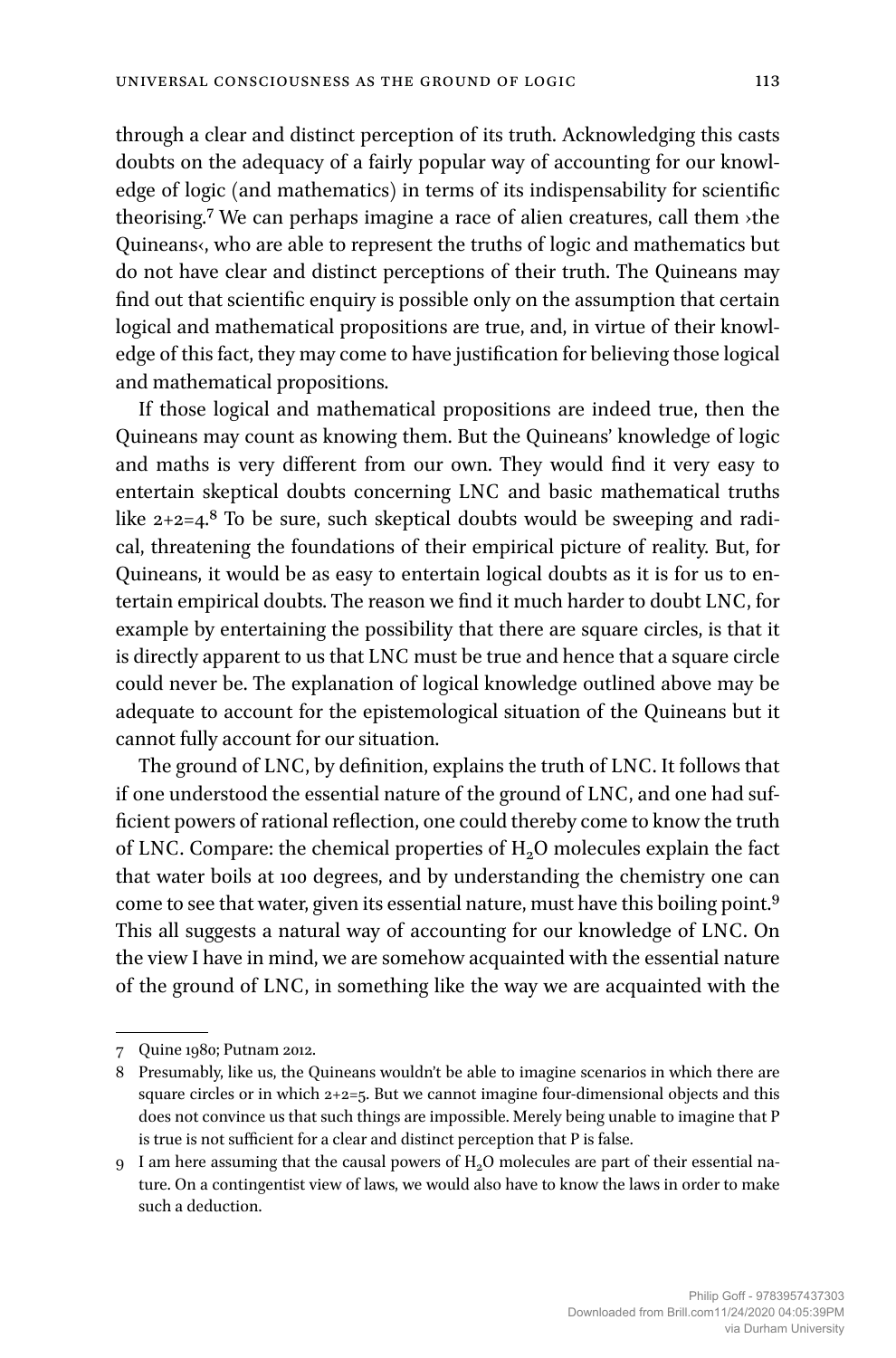through a clear and distinct perception of its truth. Acknowledging this casts doubts on the adequacy of a fairly popular way of accounting for our knowledge of logic (and mathematics) in terms of its indispensability for scientific theorising.[7] We can perhaps imagine a race of alien creatures, call them ›the Quineans‹, who are able to represent the truths of logic and mathematics but do not have clear and distinct perceptions of their truth. The Quineans may find out that scientific enquiry is possible only on the assumption that certain logical and mathematical propositions are true, and, in virtue of their knowledge of this fact, they may come to have justification for believing those logical and mathematical propositions.

If those logical and mathematical propositions are indeed true, then the Quineans may count as knowing them. But the Quineans' knowledge of logic and maths is very different from our own. They would find it very easy to entertain skeptical doubts concerning LNC and basic mathematical truths like 2+2=4.[8] To be sure, such skeptical doubts would be sweeping and radical, threatening the foundations of their empirical picture of reality. But, for Quineans, it would be as easy to entertain logical doubts as it is for us to entertain empirical doubts. The reason we find it much harder to doubt LNC, for example by entertaining the possibility that there are square circles, is that it is directly apparent to us that LNC must be true and hence that a square circle could never be. The explanation of logical knowledge outlined above may be adequate to account for the epistemological situation of the Quineans but it cannot fully account for our situation.

The ground of LNC, by definition, explains the truth of LNC. It follows that if one understood the essential nature of the ground of LNC, and one had sufficient powers of rational reflection, one could thereby come to know the truth of LNC. Compare: the chemical properties of $H_2O$ molecules explain the fact that water boils at 100 degrees, and by understanding the chemistry one can come to see that water, given its essential nature, must have this boiling point.[9] This all suggests a natural way of accounting for our knowledge of LNC. On the view I have in mind, we are somehow acquainted with the essential nature of the ground of LNC, in something like the way we are acquainted with the

---

7 Quine 1980; Putnam 2012.

8 Presumably, like us, the Quineans wouldn't be able to imagine scenarios in which there are square circles or in which 2+2=5. But we cannot imagine four-dimensional objects and this does not convince us that such things are impossible. Merely being unable to imagine that P is true is not sufficient for a clear and distinct perception that P is false.

9 I am here assuming that the causal powers of $H_2O$ molecules are part of their essential nature. On a contingentist view of laws, we would also have to know the laws in order to make such a deduction.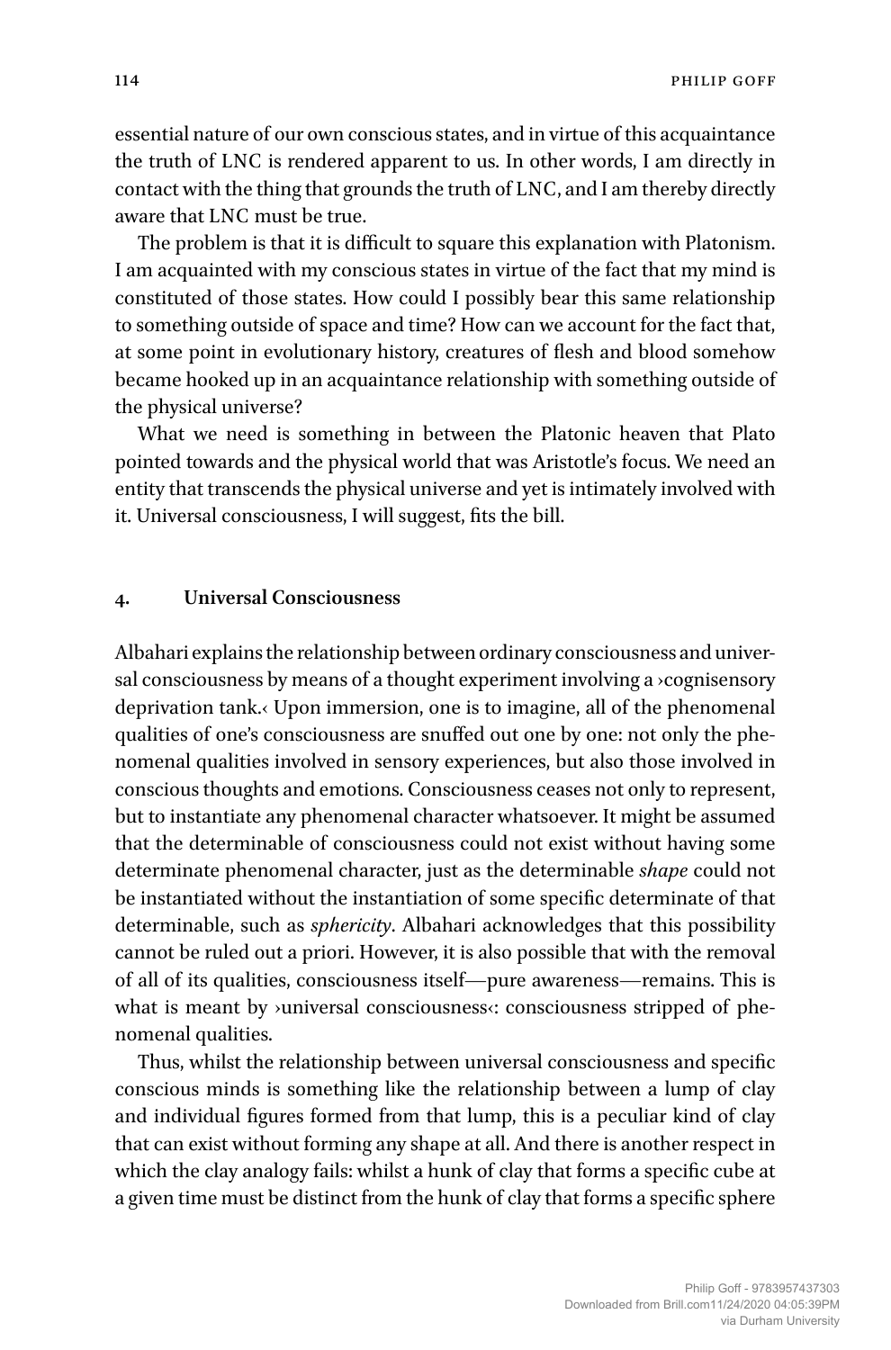essential nature of our own conscious states, and in virtue of this acquaintance the truth of LNC is rendered apparent to us. In other words, I am directly in contact with the thing that grounds the truth of LNC, and I am thereby directly aware that LNC must be true.

The problem is that it is difficult to square this explanation with Platonism. I am acquainted with my conscious states in virtue of the fact that my mind is constituted of those states. How could I possibly bear this same relationship to something outside of space and time? How can we account for the fact that, at some point in evolutionary history, creatures of flesh and blood somehow became hooked up in an acquaintance relationship with something outside of the physical universe?

What we need is something in between the Platonic heaven that Plato pointed towards and the physical world that was Aristotle's focus. We need an entity that transcends the physical universe and yet is intimately involved with it. Universal consciousness, I will suggest, fits the bill.

## 4. Universal Consciousness

Albahari explains the relationship between ordinary consciousness and universal consciousness by means of a thought experiment involving a ›cognisensory deprivation tank.‹ Upon immersion, one is to imagine, all of the phenomenal qualities of one's consciousness are snuffed out one by one: not only the phenomenal qualities involved in sensory experiences, but also those involved in conscious thoughts and emotions. Consciousness ceases not only to represent, but to instantiate any phenomenal character whatsoever. It might be assumed that the determinable of consciousness could not exist without having some determinate phenomenal character, just as the determinable *shape* could not be instantiated without the instantiation of some specific determinate of that determinable, such as *sphericity*. Albahari acknowledges that this possibility cannot be ruled out a priori. However, it is also possible that with the removal of all of its qualities, consciousness itself—pure awareness—remains. This is what is meant by ›universal consciousness‹: consciousness stripped of phenomenal qualities.

Thus, whilst the relationship between universal consciousness and specific conscious minds is something like the relationship between a lump of clay and individual figures formed from that lump, this is a peculiar kind of clay that can exist without forming any shape at all. And there is another respect in which the clay analogy fails: whilst a hunk of clay that forms a specific cube at a given time must be distinct from the hunk of clay that forms a specific sphere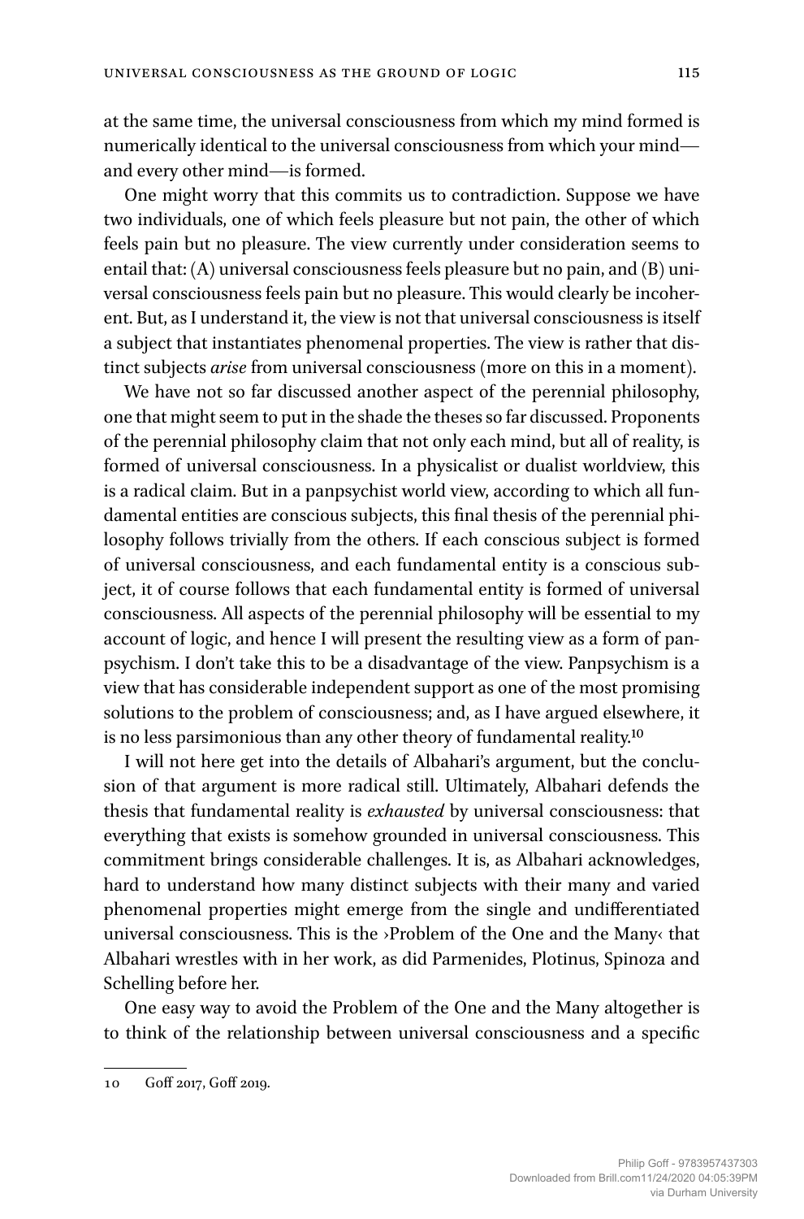at the same time, the universal consciousness from which my mind formed is numerically identical to the universal consciousness from which your mind—and every other mind—is formed.

One might worry that this commits us to contradiction. Suppose we have two individuals, one of which feels pleasure but not pain, the other of which feels pain but no pleasure. The view currently under consideration seems to entail that: (A) universal consciousness feels pleasure but no pain, and (B) universal consciousness feels pain but no pleasure. This would clearly be incoherent. But, as I understand it, the view is not that universal consciousness is itself a subject that instantiates phenomenal properties. The view is rather that distinct subjects *arise* from universal consciousness (more on this in a moment).

We have not so far discussed another aspect of the perennial philosophy, one that might seem to put in the shade the theses so far discussed. Proponents of the perennial philosophy claim that not only each mind, but all of reality, is formed of universal consciousness. In a physicalist or dualist worldview, this is a radical claim. But in a panpsychist world view, according to which all fundamental entities are conscious subjects, this final thesis of the perennial philosophy follows trivially from the others. If each conscious subject is formed of universal consciousness, and each fundamental entity is a conscious subject, it of course follows that each fundamental entity is formed of universal consciousness. All aspects of the perennial philosophy will be essential to my account of logic, and hence I will present the resulting view as a form of panpsychism. I don't take this to be a disadvantage of the view. Panpsychism is a view that has considerable independent support as one of the most promising solutions to the problem of consciousness; and, as I have argued elsewhere, it is no less parsimonious than any other theory of fundamental reality.[10]

I will not here get into the details of Albahari's argument, but the conclusion of that argument is more radical still. Ultimately, Albahari defends the thesis that fundamental reality is *exhausted* by universal consciousness: that everything that exists is somehow grounded in universal consciousness. This commitment brings considerable challenges. It is, as Albahari acknowledges, hard to understand how many distinct subjects with their many and varied phenomenal properties might emerge from the single and undifferentiated universal consciousness. This is the ›Problem of the One and the Many‹ that Albahari wrestles with in her work, as did Parmenides, Plotinus, Spinoza and Schelling before her.

One easy way to avoid the Problem of the One and the Many altogether is to think of the relationship between universal consciousness and a specific

10 Goff 2017, Goff 2019.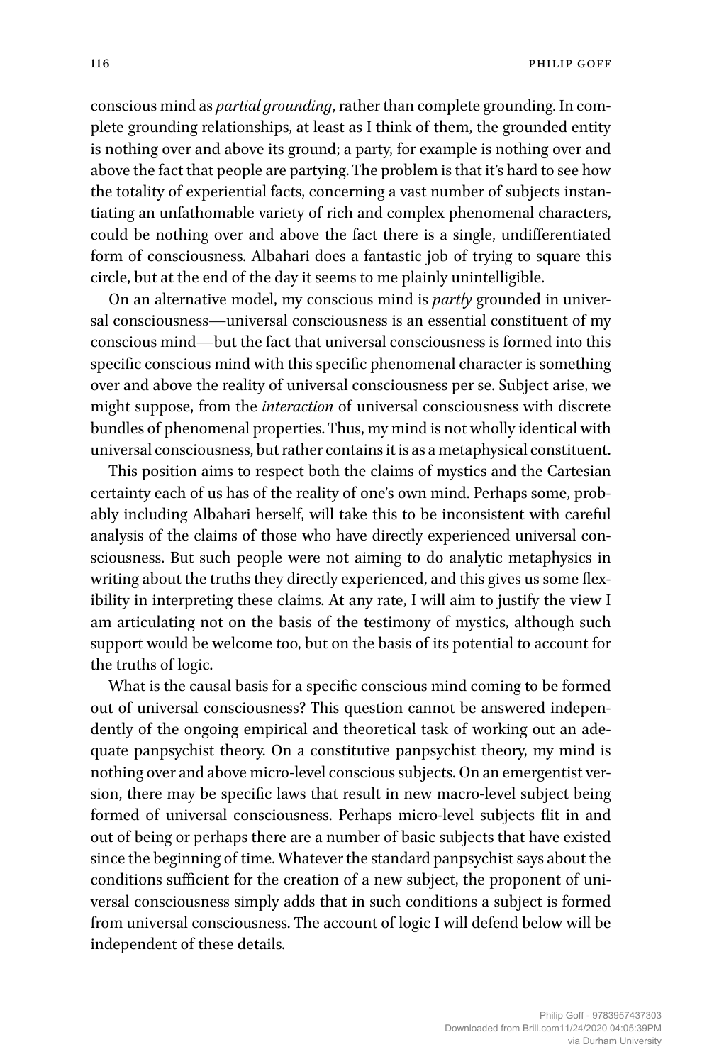conscious mind as *partial grounding*, rather than complete grounding. In complete grounding relationships, at least as I think of them, the grounded entity is nothing over and above its ground; a party, for example is nothing over and above the fact that people are partying. The problem is that it's hard to see how the totality of experiential facts, concerning a vast number of subjects instantiating an unfathomable variety of rich and complex phenomenal characters, could be nothing over and above the fact there is a single, undifferentiated form of consciousness. Albahari does a fantastic job of trying to square this circle, but at the end of the day it seems to me plainly unintelligible.

On an alternative model, my conscious mind is *partly* grounded in universal consciousness—universal consciousness is an essential constituent of my conscious mind—but the fact that universal consciousness is formed into this specific conscious mind with this specific phenomenal character is something over and above the reality of universal consciousness per se. Subject arise, we might suppose, from the *interaction* of universal consciousness with discrete bundles of phenomenal properties. Thus, my mind is not wholly identical with universal consciousness, but rather contains it is as a metaphysical constituent.

This position aims to respect both the claims of mystics and the Cartesian certainty each of us has of the reality of one's own mind. Perhaps some, probably including Albahari herself, will take this to be inconsistent with careful analysis of the claims of those who have directly experienced universal consciousness. But such people were not aiming to do analytic metaphysics in writing about the truths they directly experienced, and this gives us some flexibility in interpreting these claims. At any rate, I will aim to justify the view I am articulating not on the basis of the testimony of mystics, although such support would be welcome too, but on the basis of its potential to account for the truths of logic.

What is the causal basis for a specific conscious mind coming to be formed out of universal consciousness? This question cannot be answered independently of the ongoing empirical and theoretical task of working out an adequate panpsychist theory. On a constitutive panpsychist theory, my mind is nothing over and above micro-level conscious subjects. On an emergentist version, there may be specific laws that result in new macro-level subject being formed of universal consciousness. Perhaps micro-level subjects flit in and out of being or perhaps there are a number of basic subjects that have existed since the beginning of time. Whatever the standard panpsychist says about the conditions sufficient for the creation of a new subject, the proponent of universal consciousness simply adds that in such conditions a subject is formed from universal consciousness. The account of logic I will defend below will be independent of these details.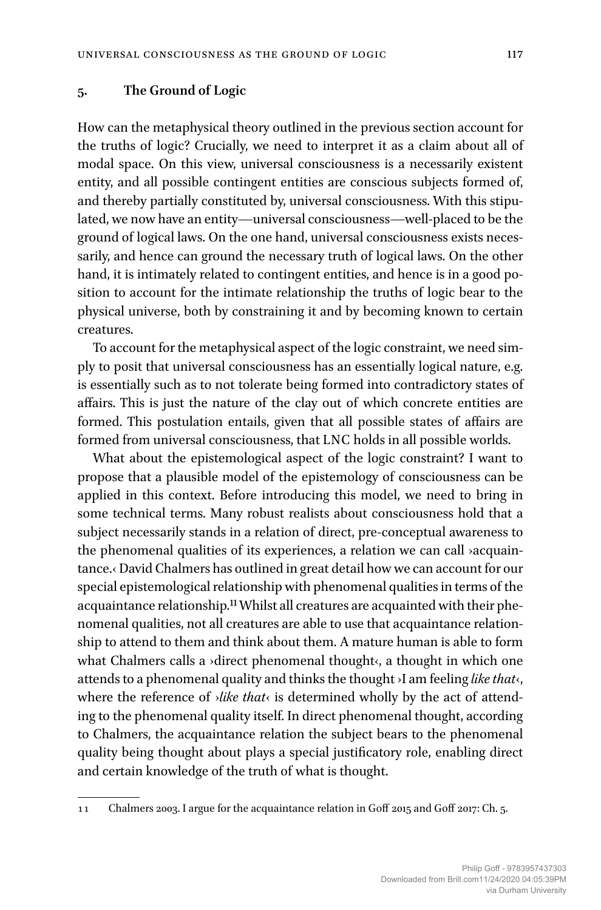## 5. The Ground of Logic

How can the metaphysical theory outlined in the previous section account for the truths of logic? Crucially, we need to interpret it as a claim about all of modal space. On this view, universal consciousness is a necessarily existent entity, and all possible contingent entities are conscious subjects formed of, and thereby partially constituted by, universal consciousness. With this stipulated, we now have an entity—universal consciousness—well-placed to be the ground of logical laws. On the one hand, universal consciousness exists necessarily, and hence can ground the necessary truth of logical laws. On the other hand, it is intimately related to contingent entities, and hence is in a good position to account for the intimate relationship the truths of logic bear to the physical universe, both by constraining it and by becoming known to certain creatures.

To account for the metaphysical aspect of the logic constraint, we need simply to posit that universal consciousness has an essentially logical nature, e.g. is essentially such as to not tolerate being formed into contradictory states of affairs. This is just the nature of the clay out of which concrete entities are formed. This postulation entails, given that all possible states of affairs are formed from universal consciousness, that LNC holds in all possible worlds.

What about the epistemological aspect of the logic constraint? I want to propose that a plausible model of the epistemology of consciousness can be applied in this context. Before introducing this model, we need to bring in some technical terms. Many robust realists about consciousness hold that a subject necessarily stands in a relation of direct, pre-conceptual awareness to the phenomenal qualities of its experiences, a relation we can call ›acquaintance.‹ David Chalmers has outlined in great detail how we can account for our special epistemological relationship with phenomenal qualities in terms of the acquaintance relationship.[11] Whilst all creatures are acquainted with their phenomenal qualities, not all creatures are able to use that acquaintance relationship to attend to them and think about them. A mature human is able to form what Chalmers calls a ›direct phenomenal thought‹, a thought in which one attends to a phenomenal quality and thinks the thought ›I am feeling *like that*‹, where the reference of ›*like that*‹ is determined wholly by the act of attending to the phenomenal quality itself. In direct phenomenal thought, according to Chalmers, the acquaintance relation the subject bears to the phenomenal quality being thought about plays a special justificatory role, enabling direct and certain knowledge of the truth of what is thought.

---

11 Chalmers 2003. I argue for the acquaintance relation in Goff 2015 and Goff 2017: Ch. 5.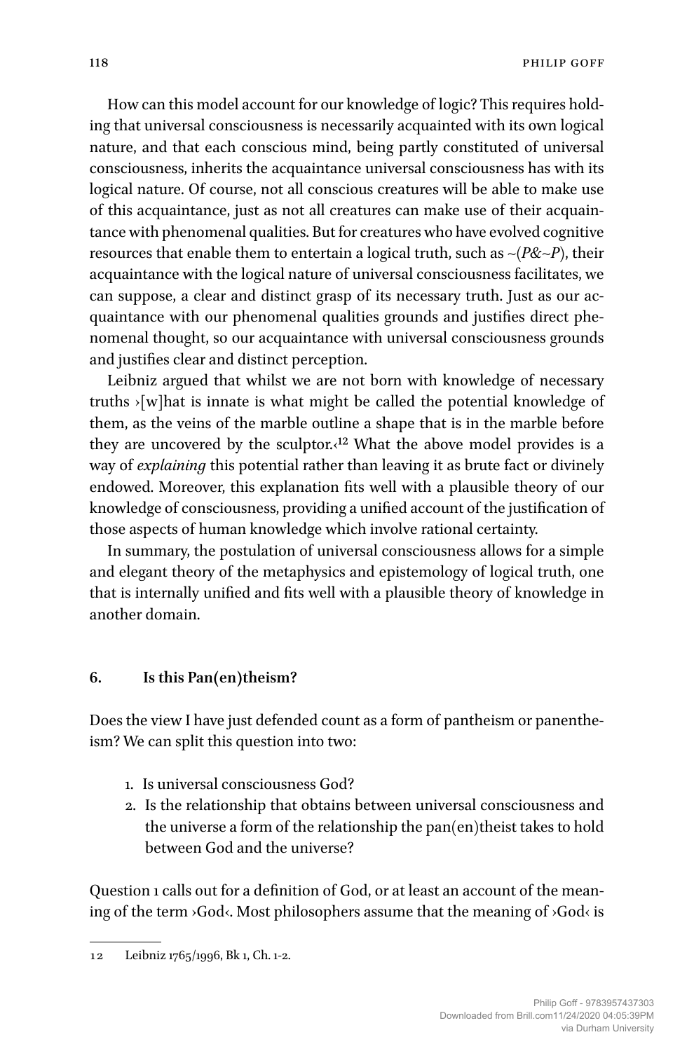How can this model account for our knowledge of logic? This requires holding that universal consciousness is necessarily acquainted with its own logical nature, and that each conscious mind, being partly constituted of universal consciousness, inherits the acquaintance universal consciousness has with its logical nature. Of course, not all conscious creatures will be able to make use of this acquaintance, just as not all creatures can make use of their acquaintance with phenomenal qualities. But for creatures who have evolved cognitive resources that enable them to entertain a logical truth, such as ~(*P*&~*P*), their acquaintance with the logical nature of universal consciousness facilitates, we can suppose, a clear and distinct grasp of its necessary truth. Just as our acquaintance with our phenomenal qualities grounds and justifies direct phenomenal thought, so our acquaintance with universal consciousness grounds and justifies clear and distinct perception.

Leibniz argued that whilst we are not born with knowledge of necessary truths ›[w]hat is innate is what might be called the potential knowledge of them, as the veins of the marble outline a shape that is in the marble before they are uncovered by the sculptor.‹[12] What the above model provides is a way of *explaining* this potential rather than leaving it as brute fact or divinely endowed. Moreover, this explanation fits well with a plausible theory of our knowledge of consciousness, providing a unified account of the justification of those aspects of human knowledge which involve rational certainty.

In summary, the postulation of universal consciousness allows for a simple and elegant theory of the metaphysics and epistemology of logical truth, one that is internally unified and fits well with a plausible theory of knowledge in another domain.

## 6. Is this Pan(en)theism?

Does the view I have just defended count as a form of pantheism or panentheism? We can split this question into two:

1. Is universal consciousness God?
2. Is the relationship that obtains between universal consciousness and the universe a form of the relationship the pan(en)theist takes to hold between God and the universe?

Question 1 calls out for a definition of God, or at least an account of the meaning of the term ›God‹. Most philosophers assume that the meaning of ›God‹ is

---

12 Leibniz 1765/1996, Bk 1, Ch. 1-2.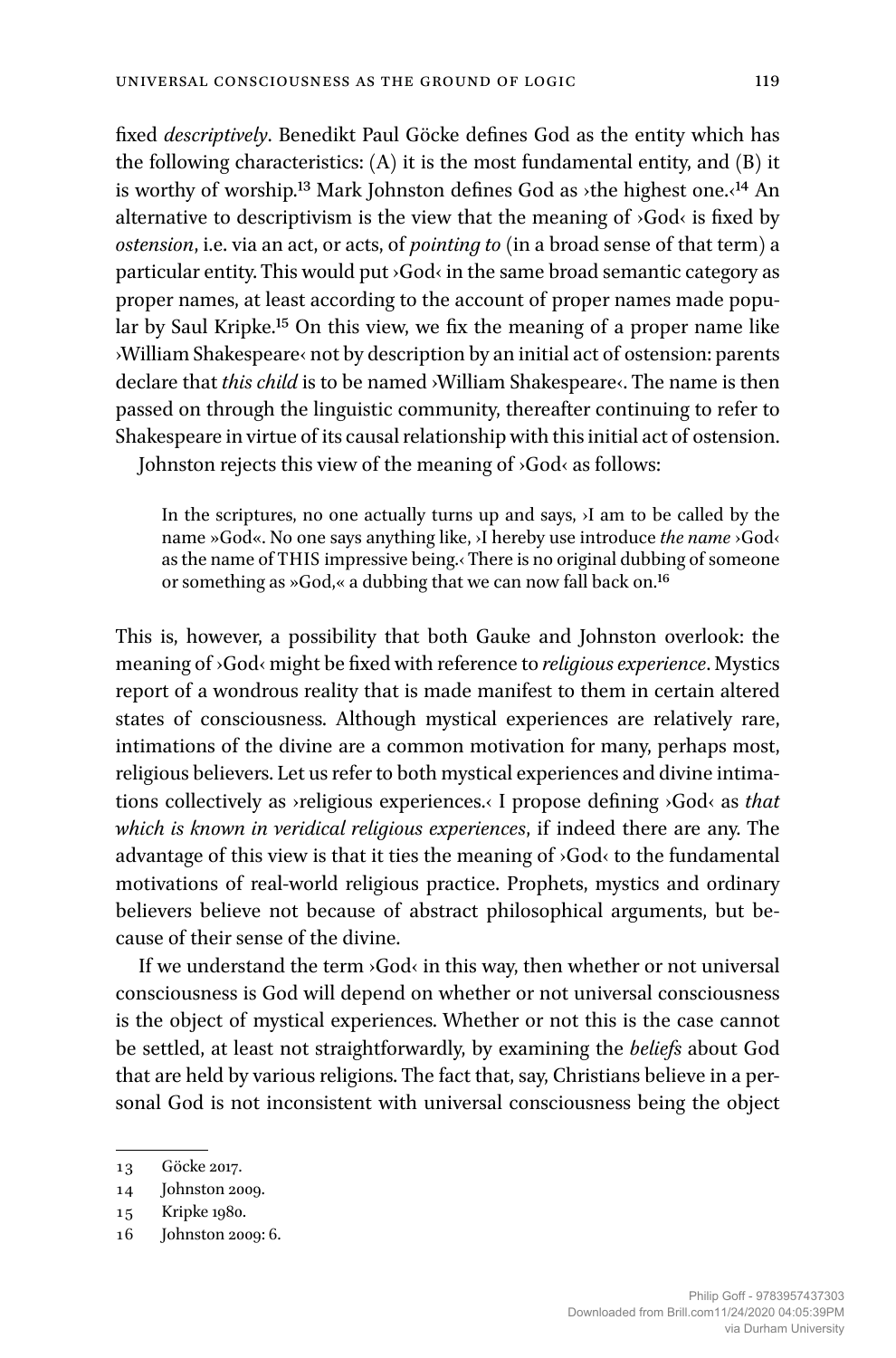fixed *descriptively*. Benedikt Paul Göcke defines God as the entity which has the following characteristics: (A) it is the most fundamental entity, and (B) it is worthy of worship.[13] Mark Johnston defines God as ›the highest one.‹[14] An alternative to descriptivism is the view that the meaning of ›God‹ is fixed by *ostension*, i.e. via an act, or acts, of *pointing to* (in a broad sense of that term) a particular entity. This would put ›God‹ in the same broad semantic category as proper names, at least according to the account of proper names made popular by Saul Kripke.[15] On this view, we fix the meaning of a proper name like ›William Shakespeare‹ not by description by an initial act of ostension: parents declare that *this child* is to be named ›William Shakespeare‹. The name is then passed on through the linguistic community, thereafter continuing to refer to Shakespeare in virtue of its causal relationship with this initial act of ostension.

Johnston rejects this view of the meaning of ›God‹ as follows:

> In the scriptures, no one actually turns up and says, ›I am to be called by the name »God«. No one says anything like, ›I hereby use introduce *the name* ›God‹ as the name of THIS impressive being.‹ There is no original dubbing of someone or something as »God,« a dubbing that we can now fall back on.[16]

This is, however, a possibility that both Gauke and Johnston overlook: the meaning of ›God‹ might be fixed with reference to *religious experience*. Mystics report of a wondrous reality that is made manifest to them in certain altered states of consciousness. Although mystical experiences are relatively rare, intimations of the divine are a common motivation for many, perhaps most, religious believers. Let us refer to both mystical experiences and divine intimations collectively as ›religious experiences.‹ I propose defining ›God‹ as *that which is known in veridical religious experiences*, if indeed there are any. The advantage of this view is that it ties the meaning of ›God‹ to the fundamental motivations of real-world religious practice. Prophets, mystics and ordinary believers believe not because of abstract philosophical arguments, but because of their sense of the divine.

If we understand the term ›God‹ in this way, then whether or not universal consciousness is God will depend on whether or not universal consciousness is the object of mystical experiences. Whether or not this is the case cannot be settled, at least not straightforwardly, by examining the *beliefs* about God that are held by various religions. The fact that, say, Christians believe in a personal God is not inconsistent with universal consciousness being the object

---

13 Göcke 2017.

14 Johnston 2009.

15 Kripke 1980.

16 Johnston 2009: 6.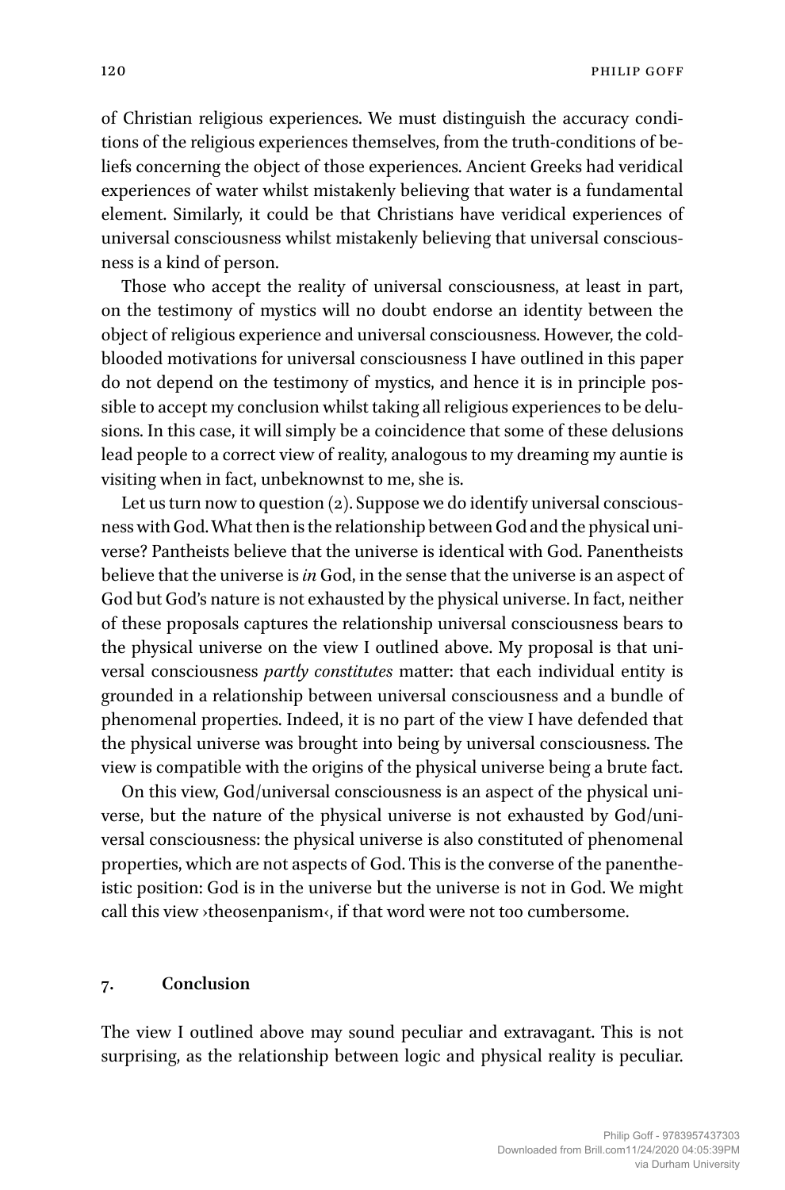of Christian religious experiences. We must distinguish the accuracy conditions of the religious experiences themselves, from the truth-conditions of beliefs concerning the object of those experiences. Ancient Greeks had veridical experiences of water whilst mistakenly believing that water is a fundamental element. Similarly, it could be that Christians have veridical experiences of universal consciousness whilst mistakenly believing that universal consciousness is a kind of person.

Those who accept the reality of universal consciousness, at least in part, on the testimony of mystics will no doubt endorse an identity between the object of religious experience and universal consciousness. However, the cold-blooded motivations for universal consciousness I have outlined in this paper do not depend on the testimony of mystics, and hence it is in principle possible to accept my conclusion whilst taking all religious experiences to be delusions. In this case, it will simply be a coincidence that some of these delusions lead people to a correct view of reality, analogous to my dreaming my auntie is visiting when in fact, unbeknownst to me, she is.

Let us turn now to question (2). Suppose we do identify universal consciousness with God. What then is the relationship between God and the physical universe? Pantheists believe that the universe is identical with God. Panentheists believe that the universe is *in* God, in the sense that the universe is an aspect of God but God's nature is not exhausted by the physical universe. In fact, neither of these proposals captures the relationship universal consciousness bears to the physical universe on the view I outlined above. My proposal is that universal consciousness *partly constitutes* matter: that each individual entity is grounded in a relationship between universal consciousness and a bundle of phenomenal properties. Indeed, it is no part of the view I have defended that the physical universe was brought into being by universal consciousness. The view is compatible with the origins of the physical universe being a brute fact.

On this view, God/universal consciousness is an aspect of the physical universe, but the nature of the physical universe is not exhausted by God/universal consciousness: the physical universe is also constituted of phenomenal properties, which are not aspects of God. This is the converse of the panentheistic position: God is in the universe but the universe is not in God. We might call this view ›theosenpanism‹, if that word were not too cumbersome.

## 7. Conclusion

The view I outlined above may sound peculiar and extravagant. This is not surprising, as the relationship between logic and physical reality is peculiar.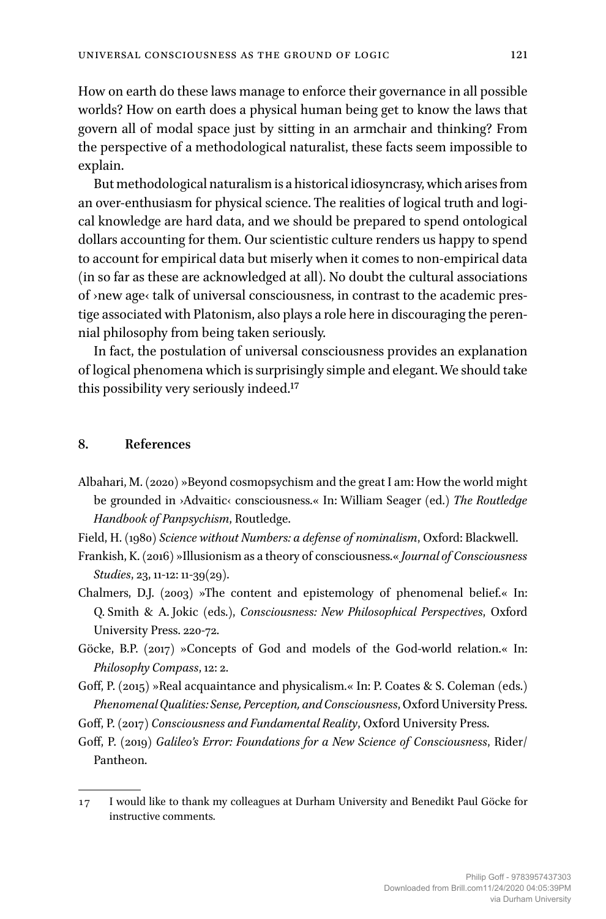How on earth do these laws manage to enforce their governance in all possible worlds? How on earth does a physical human being get to know the laws that govern all of modal space just by sitting in an armchair and thinking? From the perspective of a methodological naturalist, these facts seem impossible to explain.

But methodological naturalism is a historical idiosyncrasy, which arises from an over-enthusiasm for physical science. The realities of logical truth and logical knowledge are hard data, and we should be prepared to spend ontological dollars accounting for them. Our scientistic culture renders us happy to spend to account for empirical data but miserly when it comes to non-empirical data (in so far as these are acknowledged at all). No doubt the cultural associations of ›new age‹ talk of universal consciousness, in contrast to the academic prestige associated with Platonism, also plays a role here in discouraging the perennial philosophy from being taken seriously.

In fact, the postulation of universal consciousness provides an explanation of logical phenomena which is surprisingly simple and elegant. We should take this possibility very seriously indeed.[17]

## 8. References

Albahari, M. (2020) »Beyond cosmopsychism and the great I am: How the world might be grounded in ›Advaitic‹ consciousness.« In: William Seager (ed.) *The Routledge Handbook of Panpsychism*, Routledge.

Field, H. (1980) *Science without Numbers: a defense of nominalism*, Oxford: Blackwell.

Frankish, K. (2016) »Illusionism as a theory of consciousness.« *Journal of Consciousness Studies*, 23, 11-12: 11-39(29).

Chalmers, D.J. (2003) »The content and epistemology of phenomenal belief.« In: Q. Smith & A. Jokic (eds.), *Consciousness: New Philosophical Perspectives*, Oxford University Press. 220-72.

Göcke, B.P. (2017) »Concepts of God and models of the God-world relation.« In: *Philosophy Compass*, 12: 2.

Goff, P. (2015) »Real acquaintance and physicalism.« In: P. Coates & S. Coleman (eds.) *Phenomenal Qualities: Sense, Perception, and Consciousness*, Oxford University Press.

Goff, P. (2017) *Consciousness and Fundamental Reality*, Oxford University Press.

Goff, P. (2019) *Galileo's Error: Foundations for a New Science of Consciousness*, Rider/Pantheon.

---

17 I would like to thank my colleagues at Durham University and Benedikt Paul Göcke for instructive comments.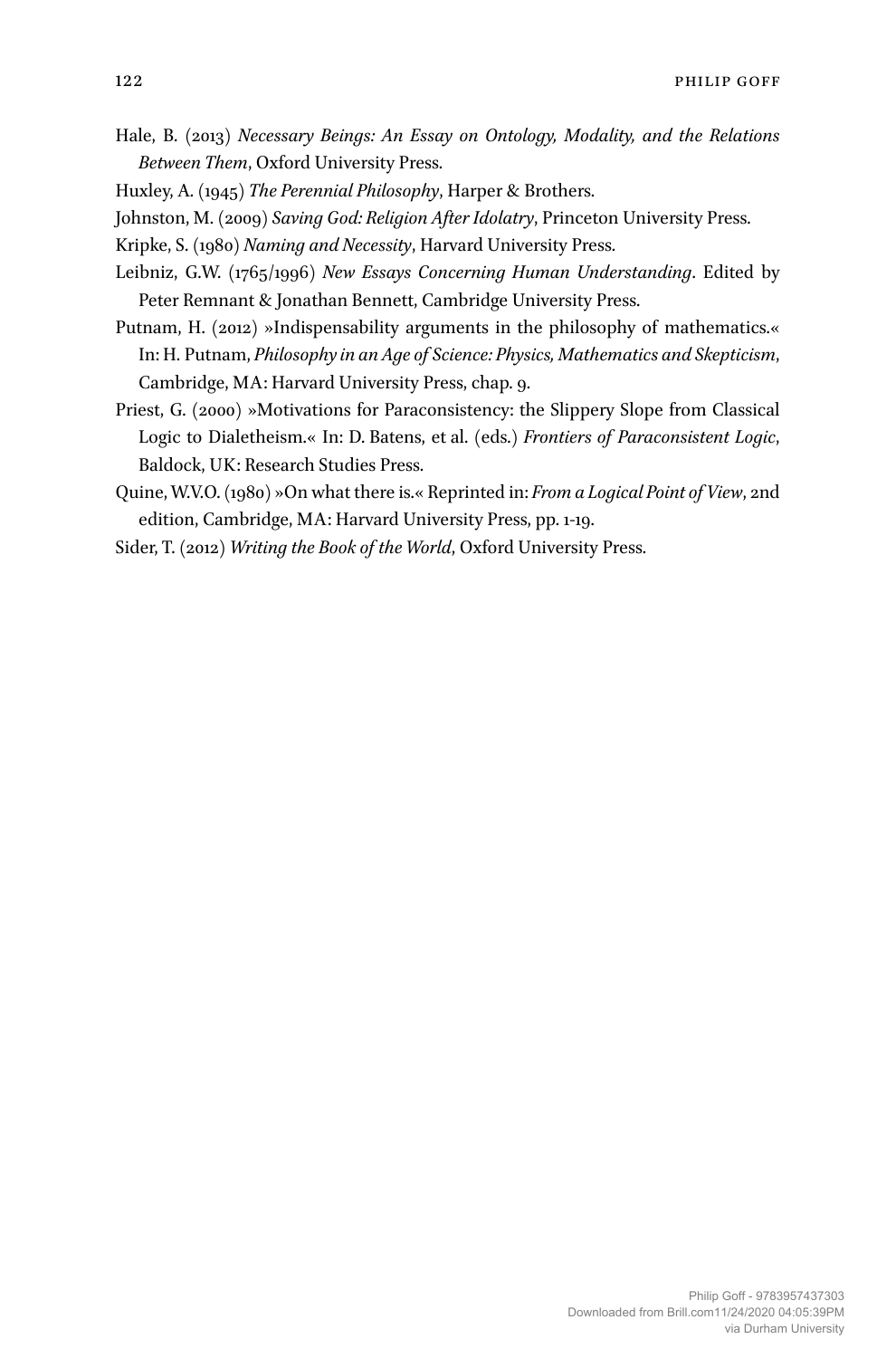Hale, B. (2013) *Necessary Beings: An Essay on Ontology, Modality, and the Relations Between Them*, Oxford University Press.

Huxley, A. (1945) *The Perennial Philosophy*, Harper & Brothers.

Johnston, M. (2009) *Saving God: Religion After Idolatry*, Princeton University Press.

Kripke, S. (1980) *Naming and Necessity*, Harvard University Press.

Leibniz, G.W. (1765/1996) *New Essays Concerning Human Understanding*. Edited by Peter Remnant & Jonathan Bennett, Cambridge University Press.

Putnam, H. (2012) »Indispensability arguments in the philosophy of mathematics.« In: H. Putnam, *Philosophy in an Age of Science: Physics, Mathematics and Skepticism*, Cambridge, MA: Harvard University Press, chap. 9.

Priest, G. (2000) »Motivations for Paraconsistency: the Slippery Slope from Classical Logic to Dialetheism.« In: D. Batens, et al. (eds.) *Frontiers of Paraconsistent Logic*, Baldock, UK: Research Studies Press.

Quine, W.V.O. (1980) »On what there is.« Reprinted in: *From a Logical Point of View*, 2nd edition, Cambridge, MA: Harvard University Press, pp. 1-19.

Sider, T. (2012) *Writing the Book of the World*, Oxford University Press.